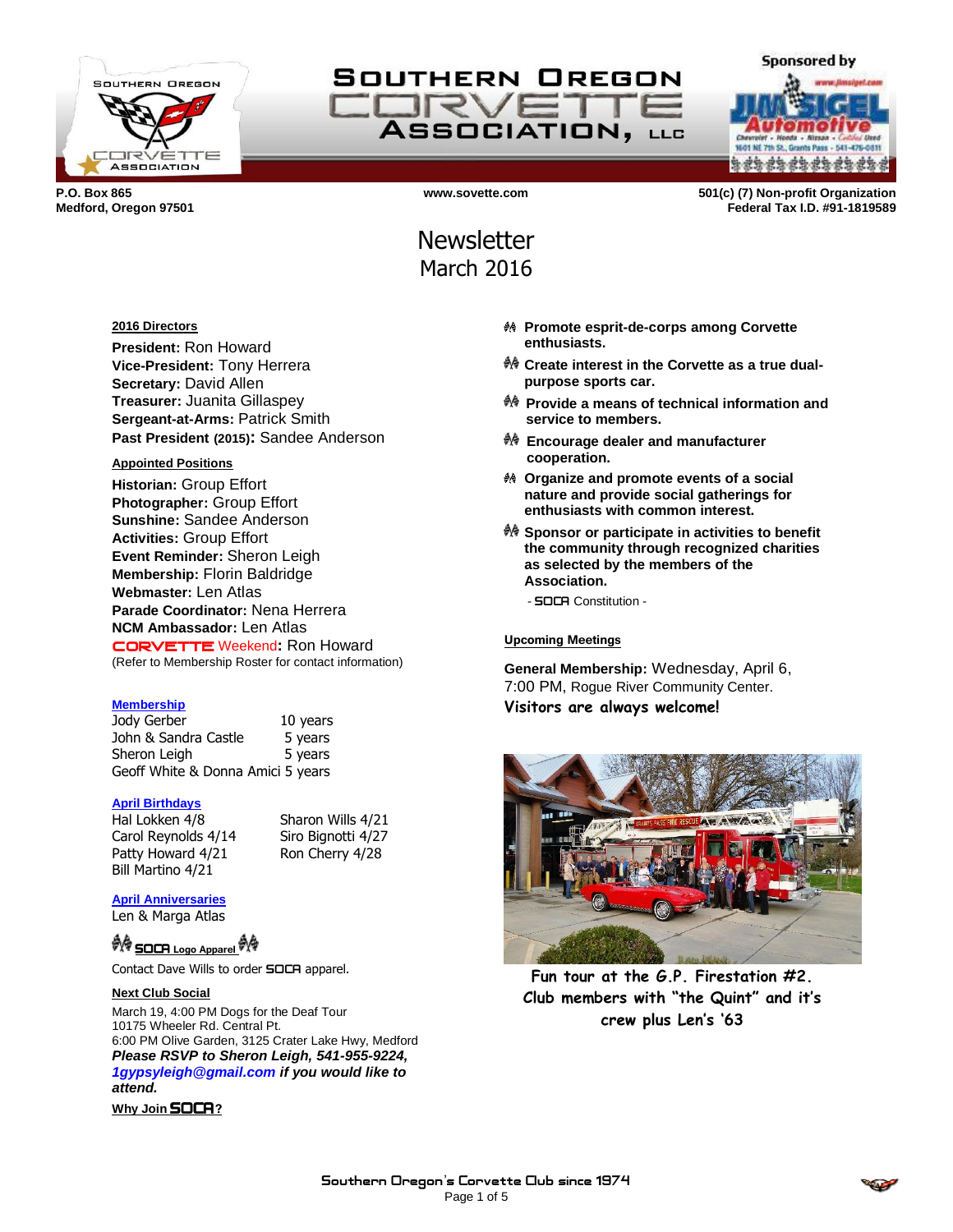# Southern Oregon Corvette Association, LLC

Sponsored by Jim Sigel Automotive

**P.O. Box 865**
**Medford, Oregon 97501**

**www.sovette.com**

**501(c) (7) Non-profit Organization**
**Federal Tax I.D. #91-1819589**

# Newsletter
## March 2016

**2016 Directors**

**President:** Ron Howard
**Vice-President:** Tony Herrera
**Secretary:** David Allen
**Treasurer:** Juanita Gillaspey
**Sergeant-at-Arms:** Patrick Smith
**Past President (2015):** Sandee Anderson

**Appointed Positions**

**Historian:** Group Effort
**Photographer:** Group Effort
**Sunshine:** Sandee Anderson
**Activities:** Group Effort
**Event Reminder:** Sheron Leigh
**Membership:** Florin Baldridge
**Webmaster:** Len Atlas
**Parade Coordinator:** Nena Herrera
**NCM Ambassador:** Len Atlas
**CORVETTE Weekend:** Ron Howard
(Refer to Membership Roster for contact information)

**Membership**

| | |
|---|---|
| Jody Gerber | 10 years |
| John & Sandra Castle | 5 years |
| Sheron Leigh | 5 years |
| Geoff White & Donna Amici | 5 years |

**April Birthdays**

Hal Lokken 4/8
Carol Reynolds 4/14
Patty Howard 4/21
Bill Martino 4/21
Sharon Wills 4/21
Siro Bignotti 4/27
Ron Cherry 4/28

**April Anniversaries**

Len & Marga Atlas

**SOCA Logo Apparel**

Contact Dave Wills to order SOCA apparel.

**Next Club Social**

March 19, 4:00 PM Dogs for the Deaf Tour
10175 Wheeler Rd. Central Pt.
6:00 PM Olive Garden, 3125 Crater Lake Hwy, Medford
***Please RSVP to Sheron Leigh, 541-955-9224, 1gypsyleigh@gmail.com if you would like to attend.***

**Why Join SOCA?**

- **Promote esprit-de-corps among Corvette enthusiasts.**
- **Create interest in the Corvette as a true dual-purpose sports car.**
- **Provide a means of technical information and service to members.**
- **Encourage dealer and manufacturer cooperation.**
- **Organize and promote events of a social nature and provide social gatherings for enthusiasts with common interest.**
- **Sponsor or participate in activities to benefit the community through recognized charities as selected by the members of the Association.**

\- SOCA Constitution -

**Upcoming Meetings**

**General Membership:** Wednesday, April 6, 7:00 PM, Rogue River Community Center.
**Visitors are always welcome!**

Fun tour at the G.P. Firestation #2. Club members with "the Quint" and it's crew plus Len's '63

Southern Oregon's Corvette Club since 1974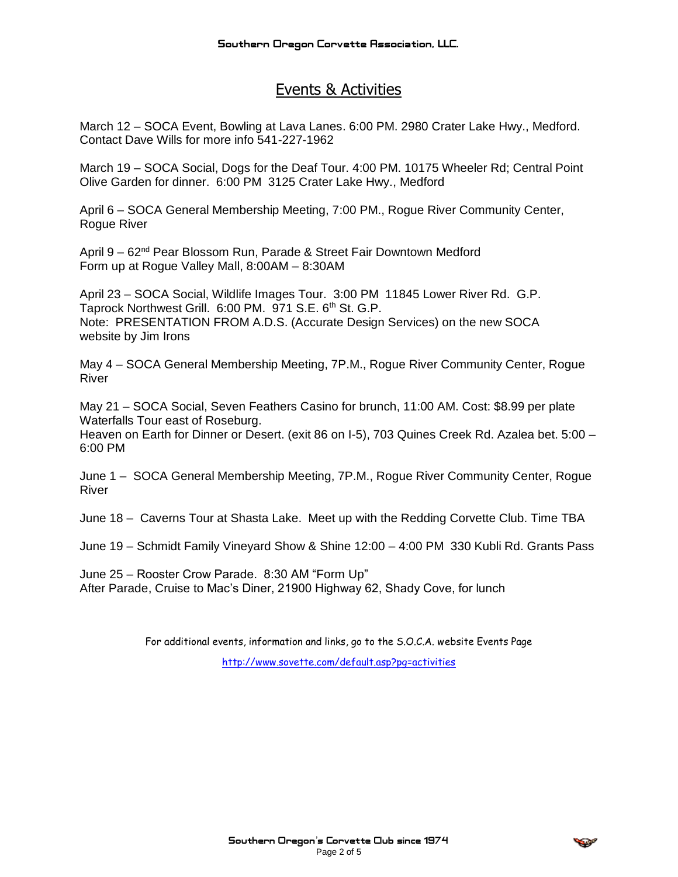## Events & Activities

March 12 – SOCA Event, Bowling at Lava Lanes. 6:00 PM. 2980 Crater Lake Hwy., Medford. Contact Dave Wills for more info 541-227-1962

March 19 – SOCA Social, Dogs for the Deaf Tour. 4:00 PM. 10175 Wheeler Rd; Central Point Olive Garden for dinner. 6:00 PM 3125 Crater Lake Hwy., Medford

April 6 – SOCA General Membership Meeting, 7:00 PM., Rogue River Community Center, Rogue River

April 9 – 62nd Pear Blossom Run, Parade & Street Fair Downtown Medford
Form up at Rogue Valley Mall, 8:00AM – 8:30AM

April 23 – SOCA Social, Wildlife Images Tour. 3:00 PM 11845 Lower River Rd. G.P.
Taprock Northwest Grill. 6:00 PM. 971 S.E. 6th St. G.P.
Note: PRESENTATION FROM A.D.S. (Accurate Design Services) on the new SOCA website by Jim Irons

May 4 – SOCA General Membership Meeting, 7P.M., Rogue River Community Center, Rogue River

May 21 – SOCA Social, Seven Feathers Casino for brunch, 11:00 AM. Cost: $8.99 per plate
Waterfalls Tour east of Roseburg.
Heaven on Earth for Dinner or Desert. (exit 86 on I-5), 703 Quines Creek Rd. Azalea bet. 5:00 – 6:00 PM

June 1 – SOCA General Membership Meeting, 7P.M., Rogue River Community Center, Rogue River

June 18 – Caverns Tour at Shasta Lake. Meet up with the Redding Corvette Club. Time TBA

June 19 – Schmidt Family Vineyard Show & Shine 12:00 – 4:00 PM 330 Kubli Rd. Grants Pass

June 25 – Rooster Crow Parade. 8:30 AM "Form Up"
After Parade, Cruise to Mac's Diner, 21900 Highway 62, Shady Cove, for lunch

For additional events, information and links, go to the S.O.C.A. website Events Page

http://www.sovette.com/default.asp?pg=activities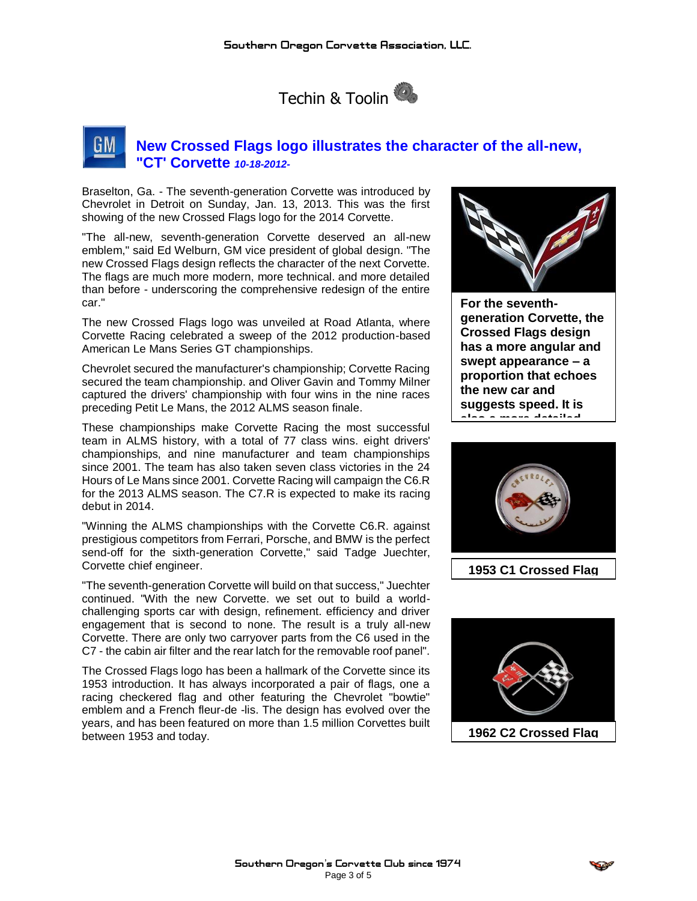# Techin & Toolin

## New Crossed Flags logo illustrates the character of the all-new, "CT' Corvette *10-18-2012-*

Braselton, Ga. - The seventh-generation Corvette was introduced by Chevrolet in Detroit on Sunday, Jan. 13, 2013. This was the first showing of the new Crossed Flags logo for the 2014 Corvette.

"The all-new, seventh-generation Corvette deserved an all-new emblem," said Ed Welburn, GM vice president of global design. "The new Crossed Flags design reflects the character of the next Corvette. The flags are much more modern, more technical. and more detailed than before - underscoring the comprehensive redesign of the entire car."

The new Crossed Flags logo was unveiled at Road Atlanta, where Corvette Racing celebrated a sweep of the 2012 production-based American Le Mans Series GT championships.

Chevrolet secured the manufacturer's championship; Corvette Racing secured the team championship. and Oliver Gavin and Tommy Milner captured the drivers' championship with four wins in the nine races preceding Petit Le Mans, the 2012 ALMS season finale.

These championships make Corvette Racing the most successful team in ALMS history, with a total of 77 class wins. eight drivers' championships, and nine manufacturer and team championships since 2001. The team has also taken seven class victories in the 24 Hours of Le Mans since 2001. Corvette Racing will campaign the C6.R for the 2013 ALMS season. The C7.R is expected to make its racing debut in 2014.

"Winning the ALMS championships with the Corvette C6.R. against prestigious competitors from Ferrari, Porsche, and BMW is the perfect send-off for the sixth-generation Corvette," said Tadge Juechter, Corvette chief engineer.

"The seventh-generation Corvette will build on that success," Juechter continued. "With the new Corvette. we set out to build a world-challenging sports car with design, refinement. efficiency and driver engagement that is second to none. The result is a truly all-new Corvette. There are only two carryover parts from the C6 used in the C7 - the cabin air filter and the rear latch for the removable roof panel".

The Crossed Flags logo has been a hallmark of the Corvette since its 1953 introduction. It has always incorporated a pair of flags, one a racing checkered flag and other featuring the Chevrolet "bowtie" emblem and a French fleur-de -lis. The design has evolved over the years, and has been featured on more than 1.5 million Corvettes built between 1953 and today.

**For the seventh-generation Corvette, the Crossed Flags design has a more angular and swept appearance – a proportion that echoes the new car and suggests speed. It is also a more detailed**

**1953 C1 Crossed Flag**

**1962 C2 Crossed Flag**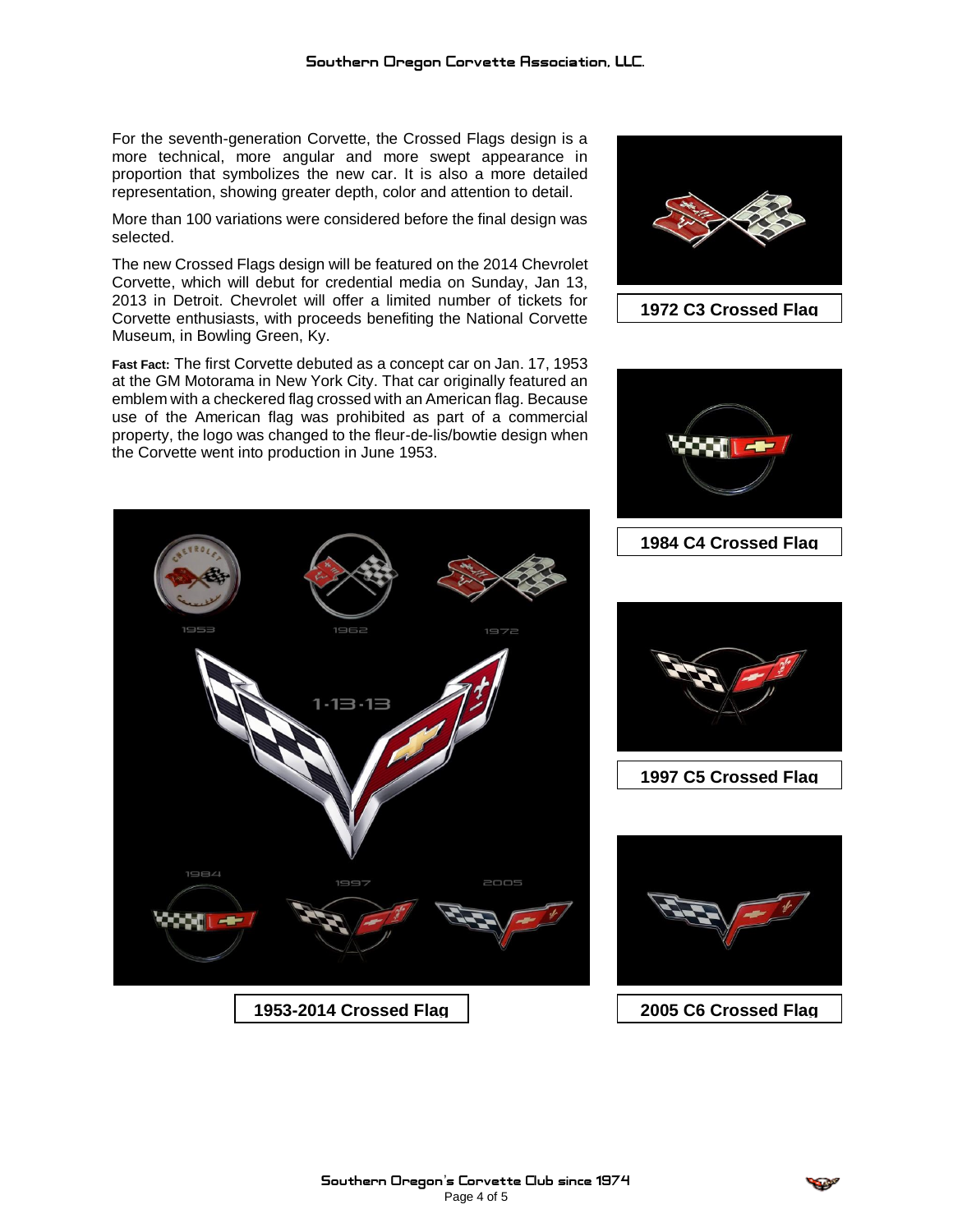For the seventh-generation Corvette, the Crossed Flags design is a more technical, more angular and more swept appearance in proportion that symbolizes the new car. It is also a more detailed representation, showing greater depth, color and attention to detail.

More than 100 variations were considered before the final design was selected.

The new Crossed Flags design will be featured on the 2014 Chevrolet Corvette, which will debut for credential media on Sunday, Jan 13, 2013 in Detroit. Chevrolet will offer a limited number of tickets for Corvette enthusiasts, with proceeds benefiting the National Corvette Museum, in Bowling Green, Ky.

**Fast Fact:** The first Corvette debuted as a concept car on Jan. 17, 1953 at the GM Motorama in New York City. That car originally featured an emblem with a checkered flag crossed with an American flag. Because use of the American flag was prohibited as part of a commercial property, the logo was changed to the fleur-de-lis/bowtie design when the Corvette went into production in June 1953.

1972 C3 Crossed Flag

1984 C4 Crossed Flag

1997 C5 Crossed Flag

1953-2014 Crossed Flag

2005 C6 Crossed Flag